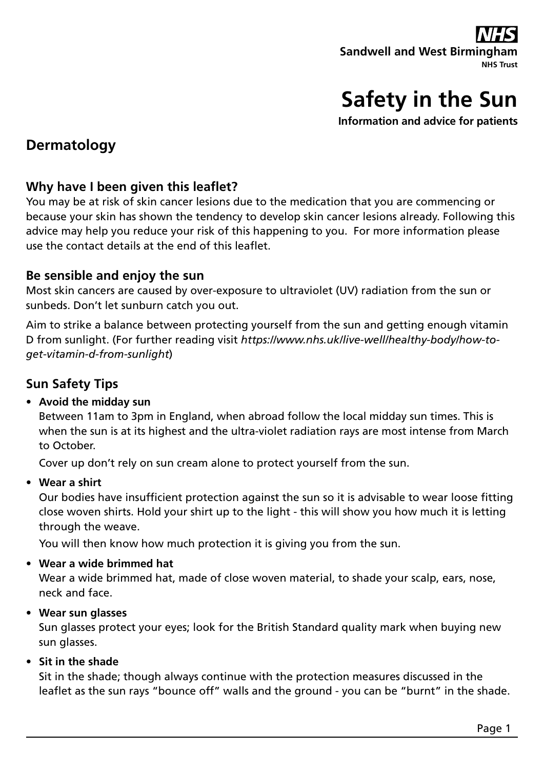NHS
**Sandwell and West Birmingham**
**NHS Trust**

# Safety in the Sun

**Information and advice for patients**

## Dermatology

### Why have I been given this leaflet?

You may be at risk of skin cancer lesions due to the medication that you are commencing or because your skin has shown the tendency to develop skin cancer lesions already. Following this advice may help you reduce your risk of this happening to you. For more information please use the contact details at the end of this leaflet.

### Be sensible and enjoy the sun

Most skin cancers are caused by over-exposure to ultraviolet (UV) radiation from the sun or sunbeds. Don't let sunburn catch you out.

Aim to strike a balance between protecting yourself from the sun and getting enough vitamin D from sunlight. (For further reading visit *https://www.nhs.uk/live-well/healthy-body/how-to-get-vitamin-d-from-sunlight*)

## Sun Safety Tips

- **Avoid the midday sun**
  Between 11am to 3pm in England, when abroad follow the local midday sun times. This is when the sun is at its highest and the ultra-violet radiation rays are most intense from March to October.

  Cover up don't rely on sun cream alone to protect yourself from the sun.

- **Wear a shirt**
  Our bodies have insufficient protection against the sun so it is advisable to wear loose fitting close woven shirts. Hold your shirt up to the light - this will show you how much it is letting through the weave.

  You will then know how much protection it is giving you from the sun.

- **Wear a wide brimmed hat**
  Wear a wide brimmed hat, made of close woven material, to shade your scalp, ears, nose, neck and face.

- **Wear sun glasses**
  Sun glasses protect your eyes; look for the British Standard quality mark when buying new sun glasses.

- **Sit in the shade**
  Sit in the shade; though always continue with the protection measures discussed in the leaflet as the sun rays "bounce off" walls and the ground - you can be "burnt" in the shade.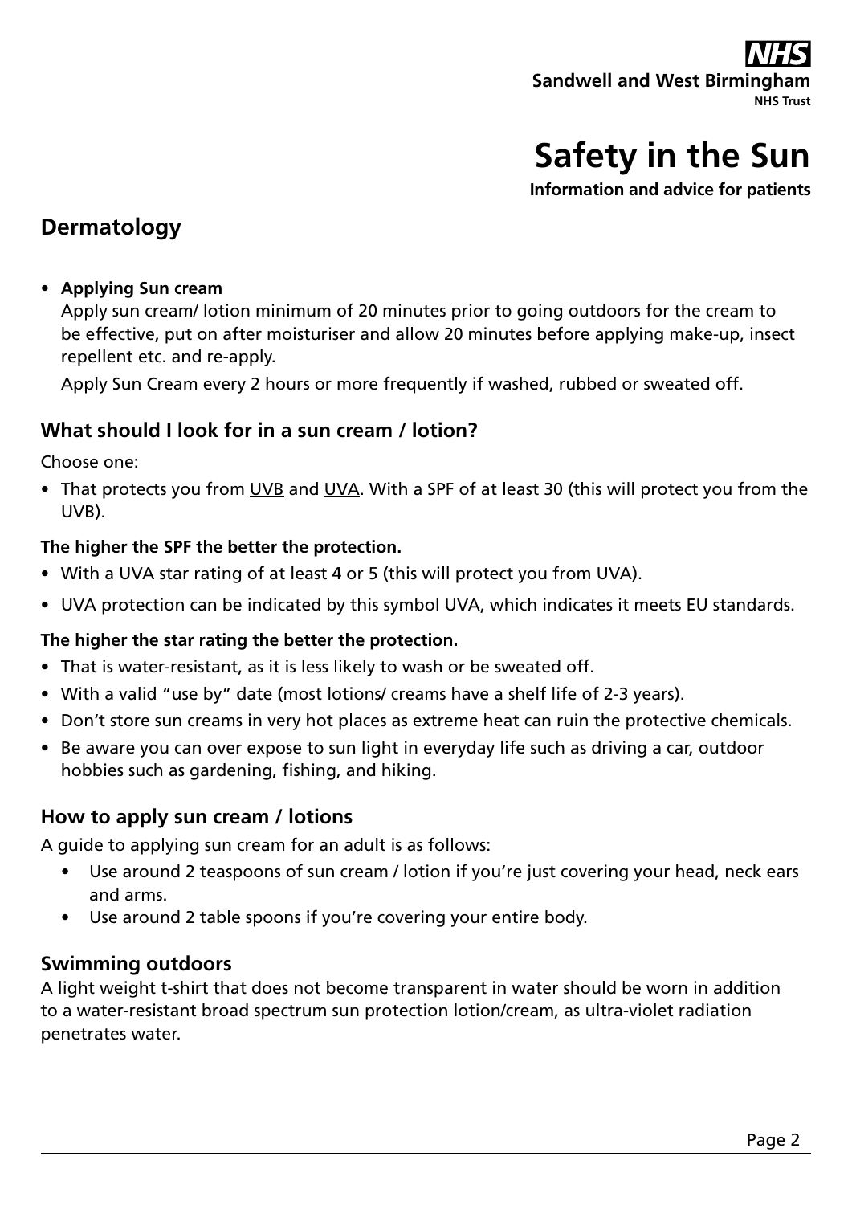# Safety in the Sun

**Information and advice for patients**

## Dermatology

- **Applying Sun cream**

  Apply sun cream/ lotion minimum of 20 minutes prior to going outdoors for the cream to be effective, put on after moisturiser and allow 20 minutes before applying make-up, insect repellent etc. and re-apply.

  Apply Sun Cream every 2 hours or more frequently if washed, rubbed or sweated off.

### What should I look for in a sun cream / lotion?

Choose one:

- That protects you from UVB and UVA. With a SPF of at least 30 (this will protect you from the UVB).

**The higher the SPF the better the protection.**

- With a UVA star rating of at least 4 or 5 (this will protect you from UVA).
- UVA protection can be indicated by this symbol UVA, which indicates it meets EU standards.

**The higher the star rating the better the protection.**

- That is water-resistant, as it is less likely to wash or be sweated off.
- With a valid "use by" date (most lotions/ creams have a shelf life of 2-3 years).
- Don't store sun creams in very hot places as extreme heat can ruin the protective chemicals.
- Be aware you can over expose to sun light in everyday life such as driving a car, outdoor hobbies such as gardening, fishing, and hiking.

### How to apply sun cream / lotions

A guide to applying sun cream for an adult is as follows:

- Use around 2 teaspoons of sun cream / lotion if you're just covering your head, neck ears and arms.
- Use around 2 table spoons if you're covering your entire body.

### Swimming outdoors

A light weight t-shirt that does not become transparent in water should be worn in addition to a water-resistant broad spectrum sun protection lotion/cream, as ultra-violet radiation penetrates water.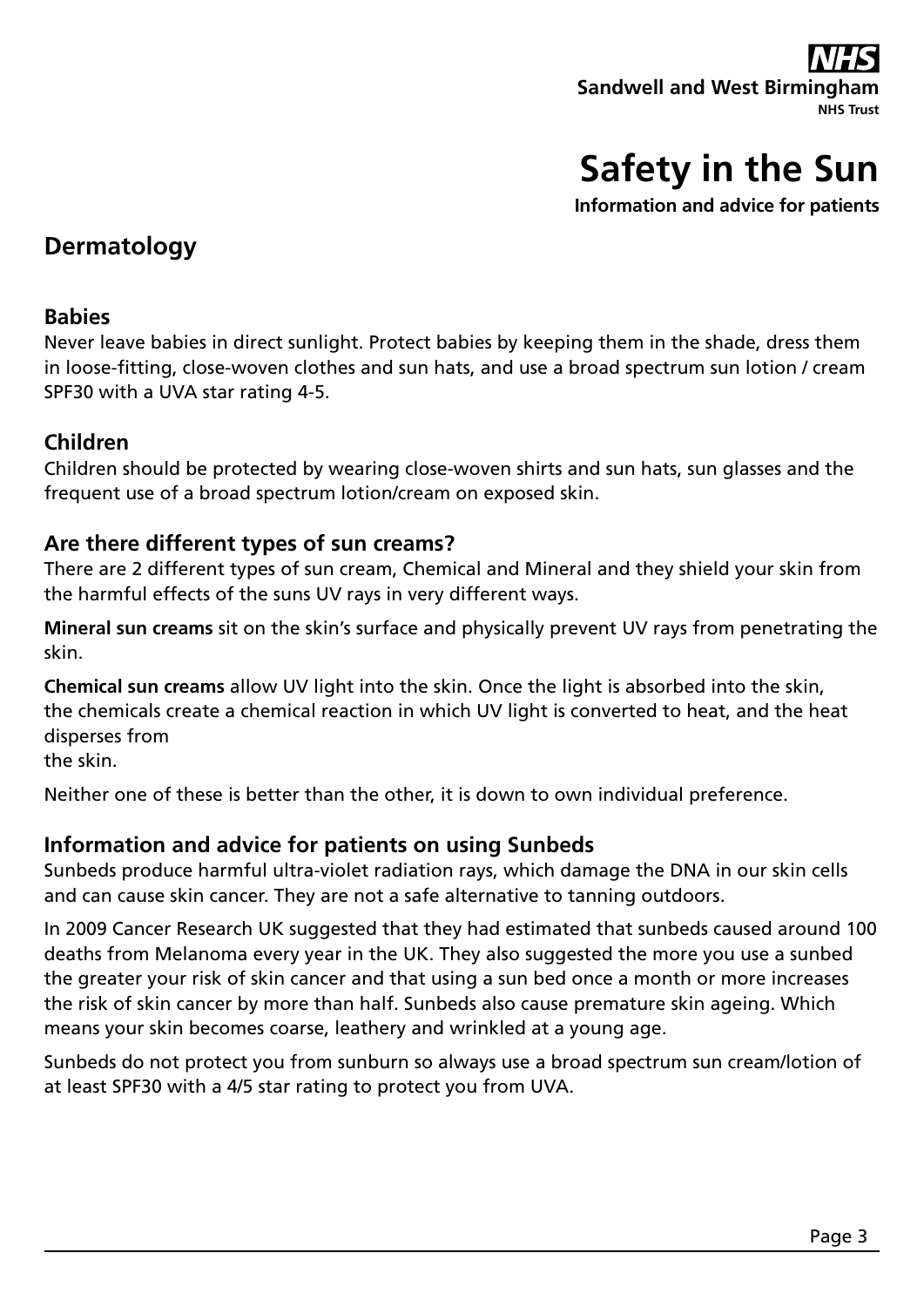## Dermatology

### Babies

Never leave babies in direct sunlight. Protect babies by keeping them in the shade, dress them in loose-fitting, close-woven clothes and sun hats, and use a broad spectrum sun lotion / cream SPF30 with a UVA star rating 4-5.

### Children

Children should be protected by wearing close-woven shirts and sun hats, sun glasses and the frequent use of a broad spectrum lotion/cream on exposed skin.

### Are there different types of sun creams?

There are 2 different types of sun cream, Chemical and Mineral and they shield your skin from the harmful effects of the suns UV rays in very different ways.

**Mineral sun creams** sit on the skin's surface and physically prevent UV rays from penetrating the skin.

**Chemical sun creams** allow UV light into the skin. Once the light is absorbed into the skin, the chemicals create a chemical reaction in which UV light is converted to heat, and the heat disperses from the skin.

Neither one of these is better than the other, it is down to own individual preference.

### Information and advice for patients on using Sunbeds

Sunbeds produce harmful ultra-violet radiation rays, which damage the DNA in our skin cells and can cause skin cancer. They are not a safe alternative to tanning outdoors.

In 2009 Cancer Research UK suggested that they had estimated that sunbeds caused around 100 deaths from Melanoma every year in the UK. They also suggested the more you use a sunbed the greater your risk of skin cancer and that using a sun bed once a month or more increases the risk of skin cancer by more than half. Sunbeds also cause premature skin ageing. Which means your skin becomes coarse, leathery and wrinkled at a young age.

Sunbeds do not protect you from sunburn so always use a broad spectrum sun cream/lotion of at least SPF30 with a 4/5 star rating to protect you from UVA.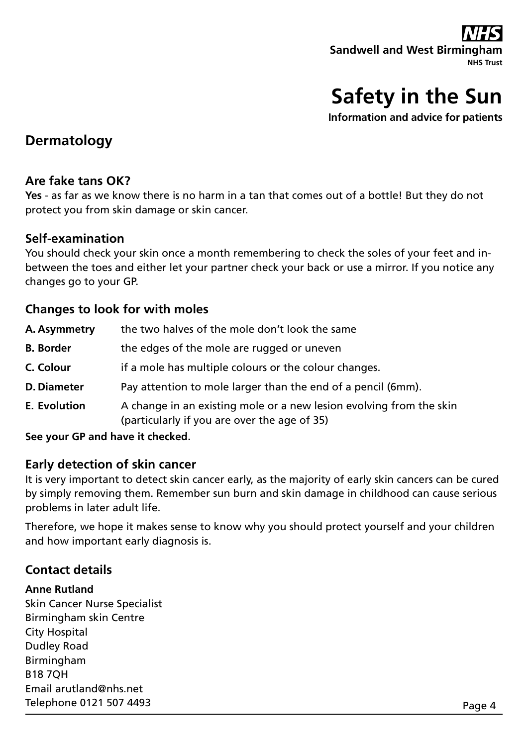# Safety in the Sun

**Information and advice for patients**

## Dermatology

### Are fake tans OK?

**Yes** - as far as we know there is no harm in a tan that comes out of a bottle! But they do not protect you from skin damage or skin cancer.

### Self-examination

You should check your skin once a month remembering to check the soles of your feet and in-between the toes and either let your partner check your back or use a mirror. If you notice any changes go to your GP.

### Changes to look for with moles

| | |
|---|---|
| **A. Asymmetry** | the two halves of the mole don't look the same |
| **B. Border** | the edges of the mole are rugged or uneven |
| **C. Colour** | if a mole has multiple colours or the colour changes. |
| **D. Diameter** | Pay attention to mole larger than the end of a pencil (6mm). |
| **E. Evolution** | A change in an existing mole or a new lesion evolving from the skin (particularly if you are over the age of 35) |

**See your GP and have it checked.**

### Early detection of skin cancer

It is very important to detect skin cancer early, as the majority of early skin cancers can be cured by simply removing them. Remember sun burn and skin damage in childhood can cause serious problems in later adult life.

Therefore, we hope it makes sense to know why you should protect yourself and your children and how important early diagnosis is.

### Contact details

**Anne Rutland**
Skin Cancer Nurse Specialist
Birmingham skin Centre
City Hospital
Dudley Road
Birmingham
B18 7QH
Email arutland@nhs.net
Telephone 0121 507 4493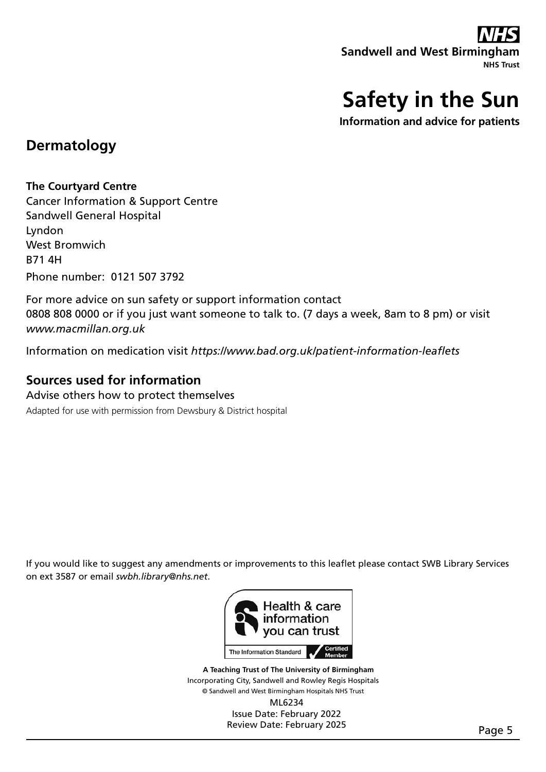**Sandwell and West Birmingham**
**NHS Trust**

# Safety in the Sun

**Information and advice for patients**

## Dermatology

**The Courtyard Centre**
Cancer Information & Support Centre
Sandwell General Hospital
Lyndon
West Bromwich
B71 4H
Phone number: 0121 507 3792

For more advice on sun safety or support information contact 0808 808 0000 or if you just want someone to talk to. (7 days a week, 8am to 8 pm) or visit *www.macmillan.org.uk*

Information on medication visit *https://www.bad.org.uk/patient-information-leaflets*

## Sources used for information

Advise others how to protect themselves

Adapted for use with permission from Dewsbury & District hospital

If you would like to suggest any amendments or improvements to this leaflet please contact SWB Library Services on ext 3587 or email *swbh.library@nhs.net*.

Health & care information you can trust
The Information Standard Certified Member

**A Teaching Trust of The University of Birmingham**
Incorporating City, Sandwell and Rowley Regis Hospitals
© Sandwell and West Birmingham Hospitals NHS Trust

ML6234
Issue Date: February 2022
Review Date: February 2025